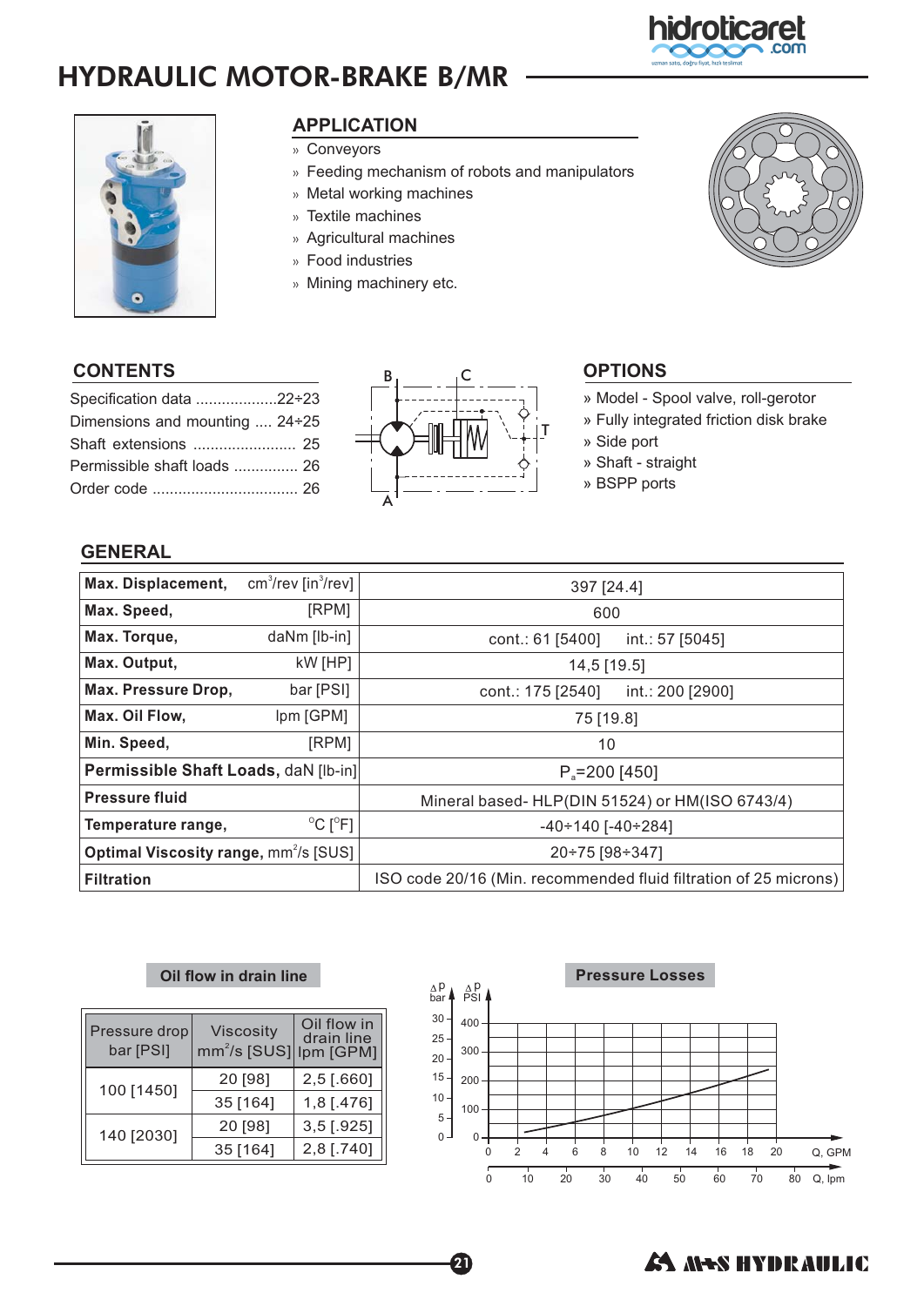# HYDRAULIC MOTOR-BRAKE B/MR

## APPLICATION

- Conveyors
- Feeding mechanism of robots and manipulators
- Metal working machines
- Textile machines
- Agricultural machines
- Food industries
- Mining machinery etc.

## CONTENTS

Specification data ...................22÷23
Dimensions and mounting .... 24÷25
Shaft extensions ........................ 25
Permissible shaft loads ............... 26
Order code ................................. 26

## OPTIONS

- Model - Spool valve, roll-gerotor
- Fully integrated friction disk brake
- Side port
- Shaft - straight
- BSPP ports

## GENERAL

| Parameter | Value |
|---|---|
| **Max. Displacement,** $cm^3/rev$ [$in^3/rev$] | 397 [24.4] |
| **Max. Speed,** [RPM] | 600 |
| **Max. Torque,** daNm [lb-in] | cont.: 61 [5400] int.: 57 [5045] |
| **Max. Output,** kW [HP] | 14,5 [19.5] |
| **Max. Pressure Drop,** bar [PSI] | cont.: 175 [2540] int.: 200 [2900] |
| **Max. Oil Flow,** lpm [GPM] | 75 [19.8] |
| **Min. Speed,** [RPM] | 10 |
| **Permissible Shaft Loads,** daN [lb-in] | $P_a$=200 [450] |
| **Pressure fluid** | Mineral based- HLP(DIN 51524) or HM(ISO 6743/4) |
| **Temperature range,** °C [°F] | -40÷140 [-40÷284] |
| **Optimal Viscosity range,** $mm^2/s$ [SUS] | 20÷75 [98÷347] |
| **Filtration** | ISO code 20/16 (Min. recommended fluid filtration of 25 microns) |

### Oil flow in drain line

| Pressure drop bar [PSI] | Viscosity $mm^2/s$ [SUS] | Oil flow in drain line lpm [GPM] |
|---|---|---|
| 100 [1450] | 20 [98] | 2,5 [.660] |
| | 35 [164] | 1,8 [.476] |
| 140 [2030] | 20 [98] | 3,5 [.925] |
| | 35 [164] | 2,8 [.740] |

### Pressure Losses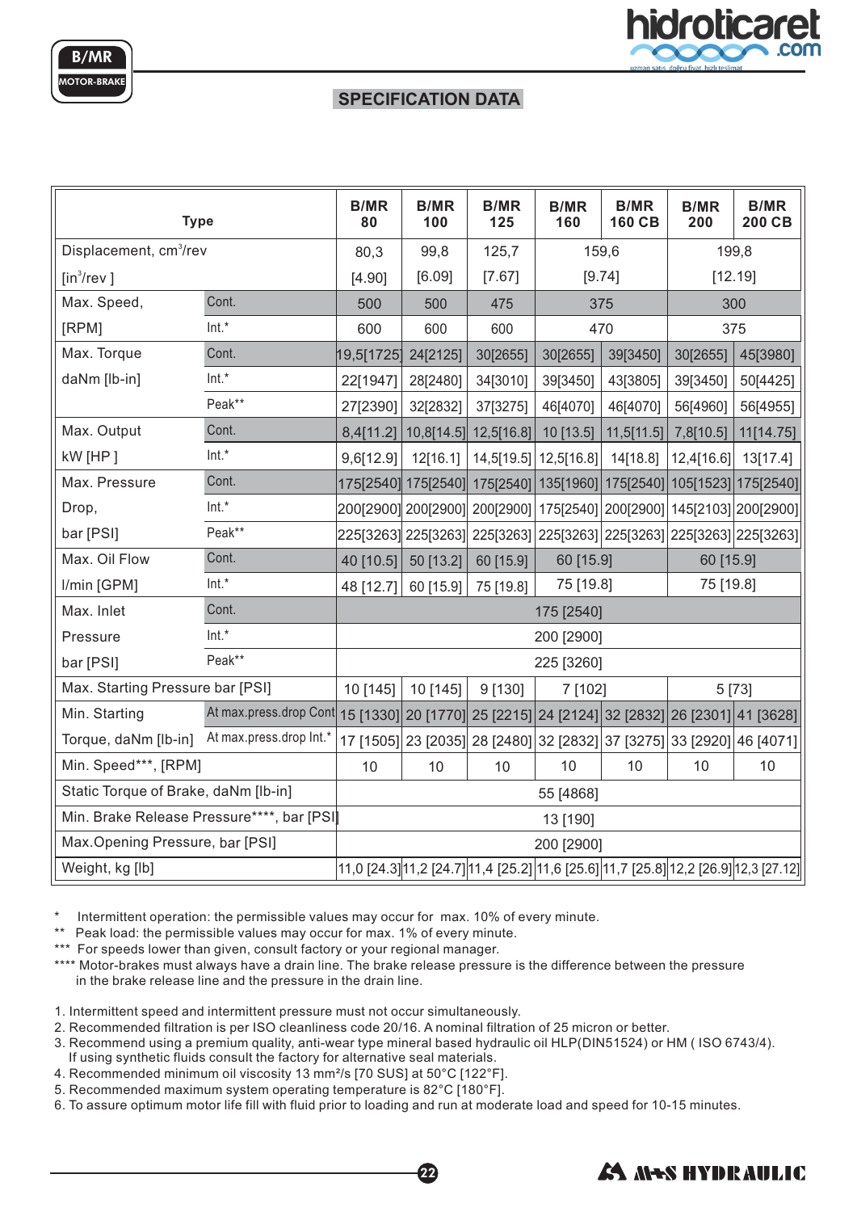## SPECIFICATION DATA

| Type | | B/MR 80 | B/MR 100 | B/MR 125 | B/MR 160 | B/MR 160 CB | B/MR 200 | B/MR 200 CB |
|---|---|---|---|---|---|---|---|---|
| Displacement, cm³/rev [in³/rev ] | | 80,3 [4.90] | 99,8 [6.09] | 125,7 [7.67] | 159,6 [9.74] | | 199,8 [12.19] | |
| Max. Speed, [RPM] | Cont. | 500 | 500 | 475 | 375 | | 300 | |
| | Int.* | 600 | 600 | 600 | 470 | | 375 | |
| Max. Torque daNm [lb-in] | Cont. | 19,5[1725] | 24[2125] | 30[2655] | 30[2655] | 39[3450] | 30[2655] | 45[3980] |
| | Int.* | 22[1947] | 28[2480] | 34[3010] | 39[3450] | 43[3805] | 39[3450] | 50[4425] |
| | Peak** | 27[2390] | 32[2832] | 37[3275] | 46[4070] | 46[4070] | 56[4960] | 56[4955] |
| Max. Output kW [HP ] | Cont. | 8,4[11.2] | 10,8[14.5] | 12,5[16.8] | 10 [13.5] | 11,5[11.5] | 7,8[10.5] | 11[14.75] |
| | Int.* | 9,6[12.9] | 12[16.1] | 14,5[19.5] | 12,5[16.8] | 14[18.8] | 12,4[16.6] | 13[17.4] |
| Max. Pressure Drop, bar [PSI] | Cont. | 175[2540] | 175[2540] | 175[2540] | 135[1960] | 175[2540] | 105[1523] | 175[2540] |
| | Int.* | 200[2900] | 200[2900] | 200[2900] | 175[2540] | 200[2900] | 145[2103] | 200[2900] |
| | Peak** | 225[3263] | 225[3263] | 225[3263] | 225[3263] | 225[3263] | 225[3263] | 225[3263] |
| Max. Oil Flow l/min [GPM] | Cont. | 40 [10.5] | 50 [13.2] | 60 [15.9] | 60 [15.9] | | 60 [15.9] | |
| | Int.* | 48 [12.7] | 60 [15.9] | 75 [19.8] | 75 [19.8] | | 75 [19.8] | |
| Max. Inlet Pressure bar [PSI] | Cont. | 175 [2540] | | | | | | |
| | Int.* | 200 [2900] | | | | | | |
| | Peak** | 225 [3260] | | | | | | |
| Max. Starting Pressure bar [PSI] | | 10 [145] | 10 [145] | 9 [130] | 7 [102] | | 5 [73] | |
| Min. Starting Torque, daNm [lb-in] | At max.press.drop Cont | 15 [1330] | 20 [1770] | 25 [2215] | 24 [2124] | 32 [2832] | 26 [2301] | 41 [3628] |
| | At max.press.drop Int.* | 17 [1505] | 23 [2035] | 28 [2480] | 32 [2832] | 37 [3275] | 33 [2920] | 46 [4071] |
| Min. Speed***, [RPM] | | 10 | 10 | 10 | 10 | 10 | 10 | 10 |
| Static Torque of Brake, daNm [lb-in] | | 55 [4868] | | | | | | |
| Min. Brake Release Pressure****, bar [PSI] | | 13 [190] | | | | | | |
| Max.Opening Pressure, bar [PSI] | | 200 [2900] | | | | | | |
| Weight, kg [lb] | | 11,0 [24.3] | 11,2 [24.7] | 11,4 [25.2] | 11,6 [25.6] | 11,7 [25.8] | 12,2 [26.9] | 12,3 [27.12] |

\* Intermittent operation: the permissible values may occur for max. 10% of every minute.
\** Peak load: the permissible values may occur for max. 1% of every minute.
\*** For speeds lower than given, consult factory or your regional manager.
\**** Motor-brakes must always have a drain line. The brake release pressure is the difference between the pressure in the brake release line and the pressure in the drain line.

1. Intermittent speed and intermittent pressure must not occur simultaneously.
2. Recommended filtration is per ISO cleanliness code 20/16. A nominal filtration of 25 micron or better.
3. Recommend using a premium quality, anti-wear type mineral based hydraulic oil HLP(DIN51524) or HM ( ISO 6743/4). If using synthetic fluids consult the factory for alternative seal materials.
4. Recommended minimum oil viscosity 13 mm²/s [70 SUS] at 50°C [122°F].
5. Recommended maximum system operating temperature is 82°C [180°F].
6. To assure optimum motor life fill with fluid prior to loading and run at moderate load and speed for 10-15 minutes.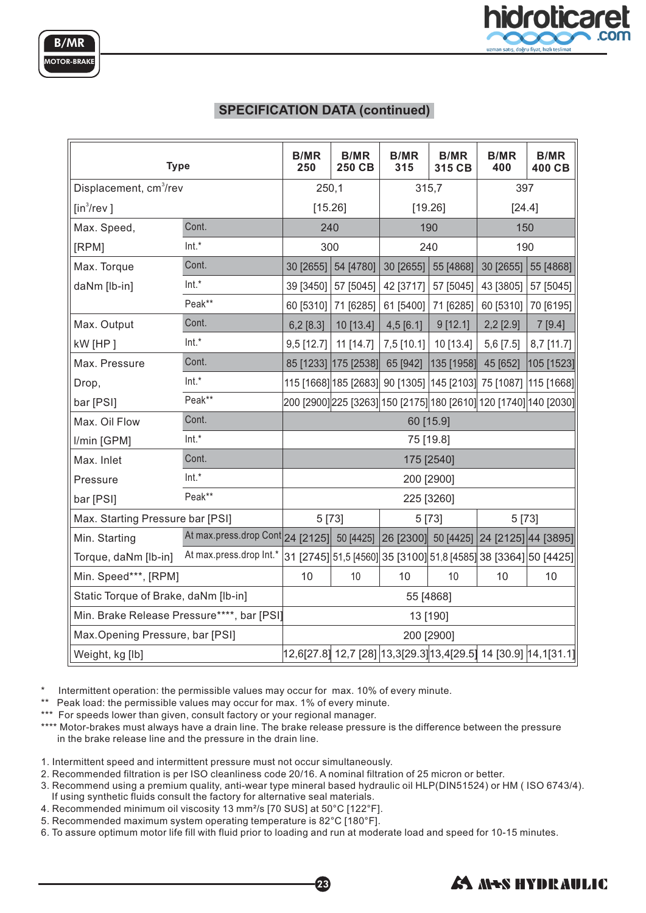## SPECIFICATION DATA (continued)

| Type | | B/MR 250 | B/MR 250 CB | B/MR 315 | B/MR 315 CB | B/MR 400 | B/MR 400 CB |
|---|---|---|---|---|---|---|---|
| Displacement, cm³/rev | | 250,1 | | 315,7 | | 397 | |
| [in³/rev ] | | [15.26] | | [19.26] | | [24.4] | |
| Max. Speed, | Cont. | 240 | | 190 | | 150 | |
| [RPM] | Int.* | 300 | | 240 | | 190 | |
| Max. Torque | Cont. | 30 [2655] | 54 [4780] | 30 [2655] | 55 [4868] | 30 [2655] | 55 [4868] |
| daNm [lb-in] | Int.* | 39 [3450] | 57 [5045] | 42 [3717] | 57 [5045] | 43 [3805] | 57 [5045] |
| | Peak** | 60 [5310] | 71 [6285] | 61 [5400] | 71 [6285] | 60 [5310] | 70 [6195] |
| Max. Output | Cont. | 6,2 [8.3] | 10 [13.4] | 4,5 [6.1] | 9 [12.1] | 2,2 [2.9] | 7 [9.4] |
| kW [HP ] | Int.* | 9,5 [12.7] | 11 [14.7] | 7,5 [10.1] | 10 [13.4] | 5,6 [7.5] | 8,7 [11.7] |
| Max. Pressure | Cont. | 85 [1233] | 175 [2538] | 65 [942] | 135 [1958] | 45 [652] | 105 [1523] |
| Drop, | Int.* | 115 [1668] | 185 [2683] | 90 [1305] | 145 [2103] | 75 [1087] | 115 [1668] |
| bar [PSI] | Peak** | 200 [2900] | 225 [3263] | 150 [2175] | 180 [2610] | 120 [1740] | 140 [2030] |
| Max. Oil Flow | Cont. | 60 [15.9] | | | | | |
| l/min [GPM] | Int.* | 75 [19.8] | | | | | |
| Max. Inlet | Cont. | 175 [2540] | | | | | |
| Pressure | Int.* | 200 [2900] | | | | | |
| bar [PSI] | Peak** | 225 [3260] | | | | | |
| Max. Starting Pressure bar [PSI] | | 5 [73] | | 5 [73] | | 5 [73] | |
| Min. Starting | At max.press.drop Cont | 24 [2125] | 50 [4425] | 26 [2300] | 50 [4425] | 24 [2125] | 44 [3895] |
| Torque, daNm [lb-in] | At max.press.drop Int.* | 31 [2745] | 51,5 [4560] | 35 [3100] | 51,8 [4585] | 38 [3364] | 50 [4425] |
| Min. Speed***, [RPM] | | 10 | 10 | 10 | 10 | 10 | 10 |
| Static Torque of Brake, daNm [lb-in] | | 55 [4868] | | | | | |
| Min. Brake Release Pressure****, bar [PSI] | | 13 [190] | | | | | |
| Max.Opening Pressure, bar [PSI] | | 200 [2900] | | | | | |
| Weight, kg [lb] | | 12,6[27.8] | 12,7 [28] | 13,3[29.3] | 13,4[29.5] | 14 [30.9] | 14,1[31.1] |

\* Intermittent operation: the permissible values may occur for max. 10% of every minute.
\*\* Peak load: the permissible values may occur for max. 1% of every minute.
\*\*\* For speeds lower than given, consult factory or your regional manager.
\*\*\*\* Motor-brakes must always have a drain line. The brake release pressure is the difference between the pressure in the brake release line and the pressure in the drain line.

1. Intermittent speed and intermittent pressure must not occur simultaneously.
2. Recommended filtration is per ISO cleanliness code 20/16. A nominal filtration of 25 micron or better.
3. Recommend using a premium quality, anti-wear type mineral based hydraulic oil HLP(DIN51524) or HM ( ISO 6743/4). If using synthetic fluids consult the factory for alternative seal materials.
4. Recommended minimum oil viscosity 13 mm²/s [70 SUS] at 50°C [122°F].
5. Recommended maximum system operating temperature is 82°C [180°F].
6. To assure optimum motor life fill with fluid prior to loading and run at moderate load and speed for 10-15 minutes.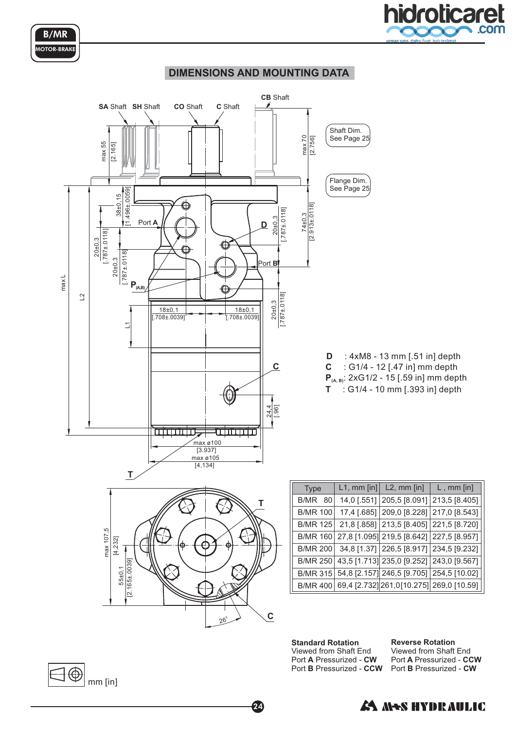## DIMENSIONS AND MOUNTING DATA

Shaft Dim. See Page 25

Flange Dim. See Page 25

**D** : 4xM8 - 13 mm [.51 in] depth
**C** : G1/4 - 12 [.47 in] mm depth
$\mathbf{P_{(A, B)}}$: 2xG1/2 - 15 [.59 in] mm depth
**T** : G1/4 - 10 mm [.393 in] depth

| Type | L1, mm [in] | L2, mm [in] | L , mm [in] |
|---|---|---|---|
| B/MR 80 | 14,0 [.551] | 205,5 [8.091] | 213,5 [8.405] |
| B/MR 100 | 17,4 [.685] | 209,0 [8.228] | 217,0 [8.543] |
| B/MR 125 | 21,8 [.858] | 213,5 [8.405] | 221,5 [8.720] |
| B/MR 160 | 27,8 [1.095] | 219,5 [8.642] | 227,5 [8.957] |
| B/MR 200 | 34,8 [1.37] | 226,5 [8.917] | 234,5 [9.232] |
| B/MR 250 | 43,5 [1.713] | 235,0 [9.252] | 243,0 [9.567] |
| B/MR 315 | 54,8 [2.157] | 246,5 [9.705] | 254,5 [10.02] |
| B/MR 400 | 69,4 [2.732] | 261,0[10.275] | 269,0 [10.59] |

**Standard Rotation**
Viewed from Shaft End
Port **A** Pressurized - **CW**
Port **B** Pressurized - **CCW**

**Reverse Rotation**
Viewed from Shaft End
Port **A** Pressurized - **CCW**
Port **B** Pressurized - **CW**

mm [in]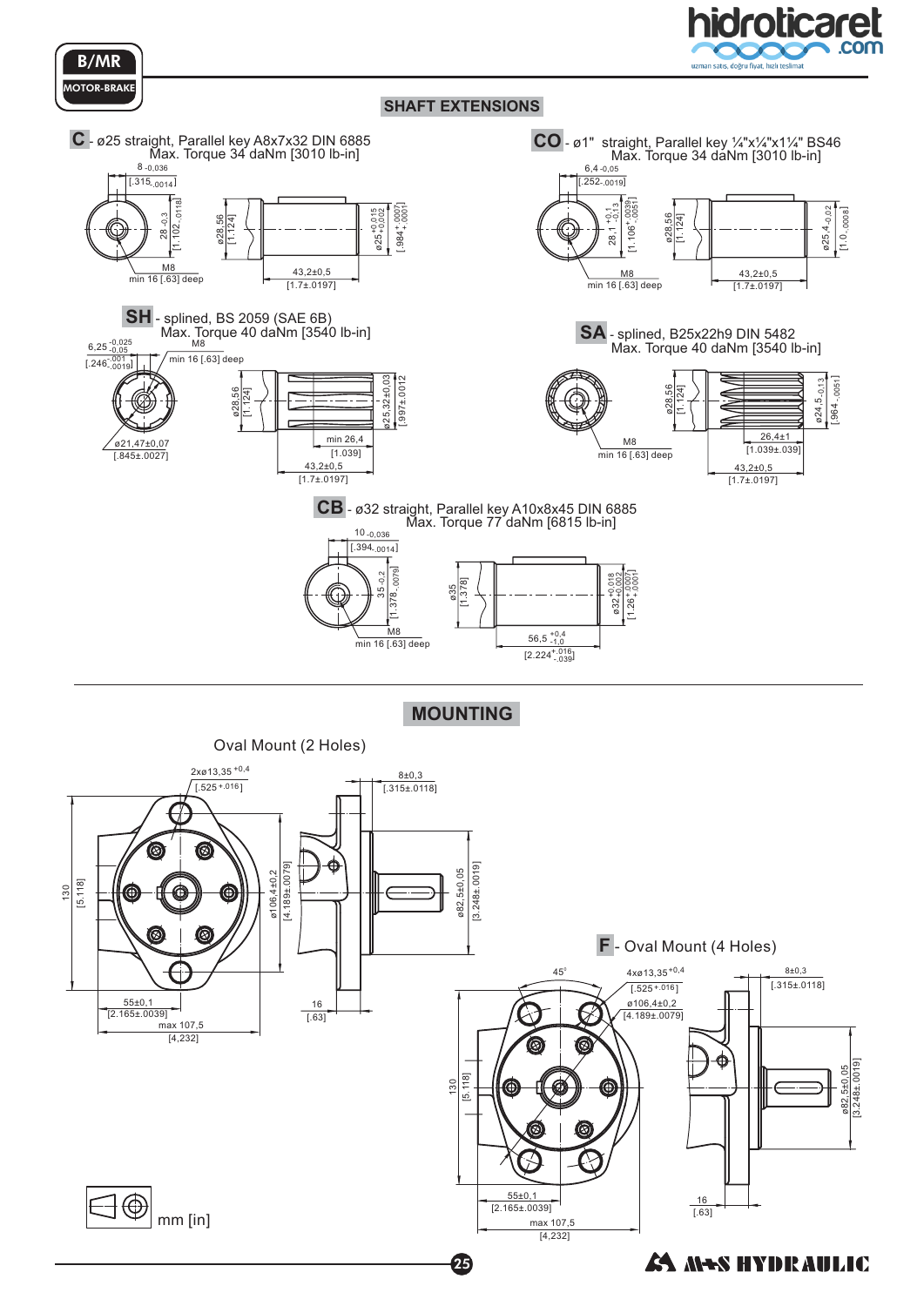B/MR

MOTOR-BRAKE

## SHAFT EXTENSIONS

**C** - ø25 straight, Parallel key A8x7x32 DIN 6885
Max. Torque 34 daNm [3010 lb-in]

8 -0,036 [.315-.0014]
28 -0,3 [1.102-.0118]
ø28,56 [1.124]
ø25 +0,015 +0,002 [.984 +.0007 +.0001]
M8 min 16 [.63] deep
43,2±0,5 [1.7±.0197]

**CO** - ø1" straight, Parallel key ¼"x¼"x1¼" BS46
Max. Torque 34 daNm [3010 lb-in]

6,4 -0,05 [.252-.0019]
28,1 +0,1 -0,13 [1.106 +.0039 -.0051]
ø28,56 [1.124]
ø25,4 -0,02 [1.0-.0008]
M8 min 16 [.63] deep
43,2±0,5 [1.7±.0197]

**SH** - splined, BS 2059 (SAE 6B)
Max. Torque 40 daNm [3540 lb-in]

6,25 -0,025 -0,05 [.246 -.001 -.0019]
M8 min 16 [.63] deep
ø21,47±0,07 [.845±.0027]
ø28,56 [1.124]
ø25,32±0,03 [.997±.0012]
min 26,4 [1.039]
43,2±0,5 [1.7±.0197]

**SA** - splined, B25x22h9 DIN 5482
Max. Torque 40 daNm [3540 lb-in]

ø28,56 [1.124]
ø24,5 -0,13 [.964-.0051]
M8 min 16 [.63] deep
26,4±1 [1.039±.039]
43,2±0,5 [1.7±.0197]

**CB** - ø32 straight, Parallel key A10x8x45 DIN 6885
Max. Torque 77 daNm [6815 lb-in]

10 -0,036 [.394-.0014]
35 -0,2 [1.378-.0079]
M8 min 16 [.63] deep
ø35 [1.378]
ø32 +0,018 +0,002 [1.26 +.0007 +.0001]
56,5 +0,4 -1,0 [2.224 +.016 -.039]

## MOUNTING

Oval Mount (2 Holes)

2xø13,35 +0,4 [.525 +.016]
8±0,3 [.315±.0118]
130 [5.118]
ø106,4±0,2 [4.189±.0079]
ø82,5±0,05 [3.248±.0019]
55±0,1 [2.165±.0039]
max 107,5 [4,232]
16 [.63]

**F** - Oval Mount (4 Holes)

45°
4xø13,35 +0,4 [.525 +.016]
ø106,4±0,2 [4.189±.0079]
8±0,3 [.315±.0118]
130 [5.118]
ø82,5±0,05 [3.248±.0019]
55±0,1 [2.165±.0039]
max 107,5 [4,232]
16 [.63]

mm [in]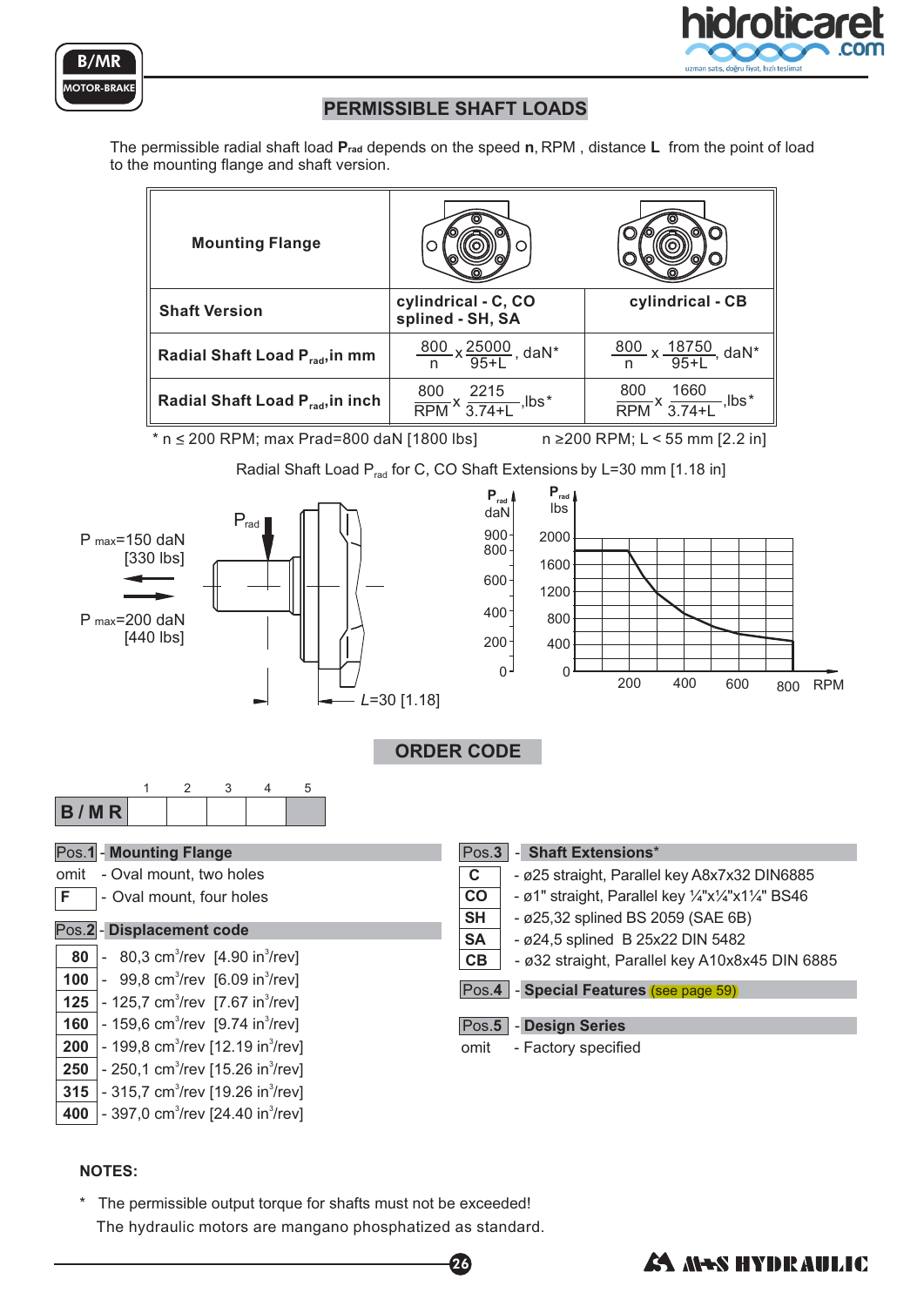B/MR

MOTOR-BRAKE

## PERMISSIBLE SHAFT LOADS

The permissible radial shaft load $P_{rad}$ depends on the speed **n**, RPM , distance **L** from the point of load to the mounting flange and shaft version.

| | | |
|---|---|---|
| **Mounting Flange** | | |
| **Shaft Version** | **cylindrical - C, CO**<br>**splined - SH, SA** | **cylindrical - CB** |
| **Radial Shaft Load $P_{rad}$, in mm** | $\frac{800}{n} \times \frac{25000}{95+L}$, daN* | $\frac{800}{n} \times \frac{18750}{95+L}$, daN* |
| **Radial Shaft Load $P_{rad}$, in inch** | $\frac{800}{RPM} \times \frac{2215}{3.74+L}$, lbs* | $\frac{800}{RPM} \times \frac{1660}{3.74+L}$, lbs* |

\* n ≤ 200 RPM; max Prad=800 daN [1800 lbs]  n ≥200 RPM; L < 55 mm [2.2 in]

Radial Shaft Load $P_{rad}$ for C, CO Shaft Extensions by L=30 mm [1.18 in]

$P_{rad}$

P max=150 daN [330 lbs]

P max=200 daN [440 lbs]

L=30 [1.18]

$P_{rad}$ daN

900
800
600
400
200
0

$P_{rad}$ lbs

2000
1600
1200
800
400
0

200 400 600 800 RPM

## ORDER CODE

| B / M R | 1 | 2 | 3 | 4 | 5 |
|---|---|---|---|---|---|
| | | | | | |

**Pos.1 - Mounting Flange**

- omit - Oval mount, two holes
- F - Oval mount, four holes

**Pos.2 - Displacement code**

| | |
|---|---|
| 80 | - 80,3 cm³/rev [4.90 in³/rev] |
| 100 | - 99,8 cm³/rev [6.09 in³/rev] |
| 125 | - 125,7 cm³/rev [7.67 in³/rev] |
| 160 | - 159,6 cm³/rev [9.74 in³/rev] |
| 200 | - 199,8 cm³/rev [12.19 in³/rev] |
| 250 | - 250,1 cm³/rev [15.26 in³/rev] |
| 315 | - 315,7 cm³/rev [19.26 in³/rev] |
| 400 | - 397,0 cm³/rev [24.40 in³/rev] |

**Pos.3 - Shaft Extensions***

| | |
|---|---|
| C | - ø25 straight, Parallel key A8x7x32 DIN6885 |
| CO | - ø1" straight, Parallel key ¼"x¼"x1¼" BS46 |
| SH | - ø25,32 splined BS 2059 (SAE 6B) |
| SA | - ø24,5 splined B 25x22 DIN 5482 |
| CB | - ø32 straight, Parallel key A10x8x45 DIN 6885 |

**Pos.4 - Special Features** (see page 59)

**Pos.5 - Design Series**

- omit - Factory specified

**NOTES:**

\* The permissible output torque for shafts must not be exceeded!
The hydraulic motors are mangano phosphatized as standard.